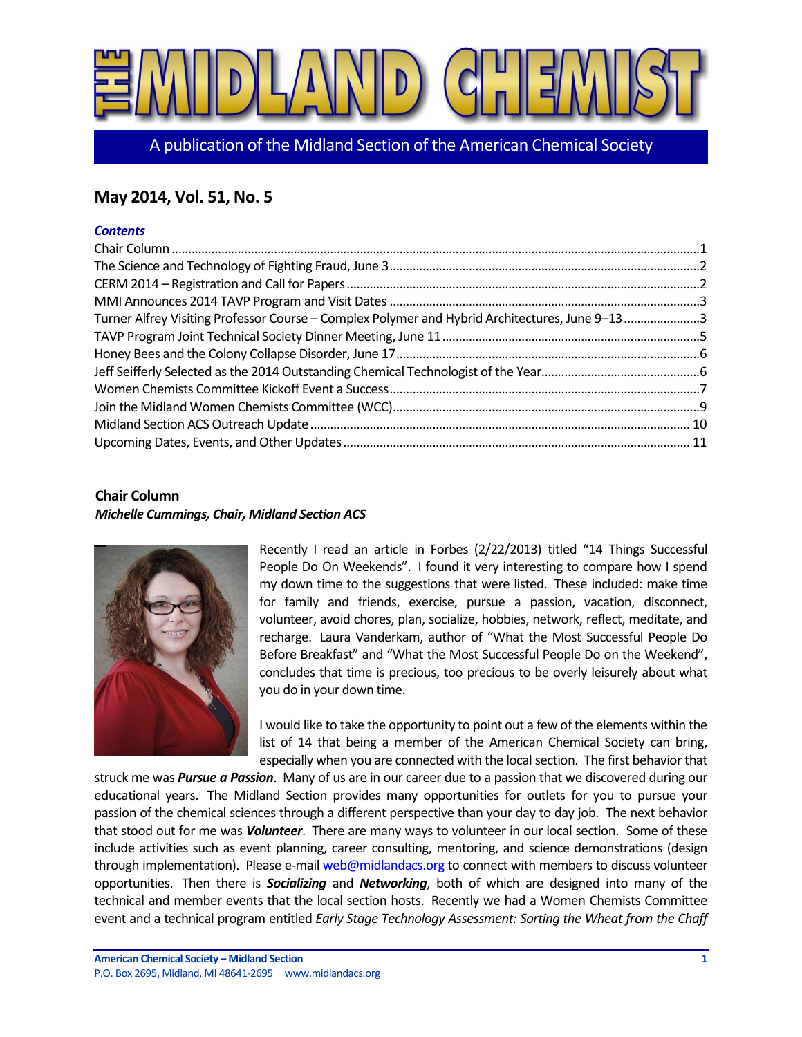# THE MIDLAND CHEMIST

A publication of the Midland Section of the American Chemical Society

## May 2014, Vol. 51, No. 5

***Contents***

- Chair Column ... 1
- The Science and Technology of Fighting Fraud, June 3 ... 2
- CERM 2014 – Registration and Call for Papers ... 2
- MMI Announces 2014 TAVP Program and Visit Dates ... 3
- Turner Alfrey Visiting Professor Course – Complex Polymer and Hybrid Architectures, June 9–13 ... 3
- TAVP Program Joint Technical Society Dinner Meeting, June 11 ... 5
- Honey Bees and the Colony Collapse Disorder, June 17 ... 6
- Jeff Seifferly Selected as the 2014 Outstanding Chemical Technologist of the Year ... 6
- Women Chemists Committee Kickoff Event a Success ... 7
- Join the Midland Women Chemists Committee (WCC) ... 9
- Midland Section ACS Outreach Update ... 10
- Upcoming Dates, Events, and Other Updates ... 11

### Chair Column

***Michelle Cummings, Chair, Midland Section ACS***

Recently I read an article in Forbes (2/22/2013) titled "14 Things Successful People Do On Weekends". I found it very interesting to compare how I spend my down time to the suggestions that were listed. These included: make time for family and friends, exercise, pursue a passion, vacation, disconnect, volunteer, avoid chores, plan, socialize, hobbies, network, reflect, meditate, and recharge. Laura Vanderkam, author of "What the Most Successful People Do Before Breakfast" and "What the Most Successful People Do on the Weekend", concludes that time is precious, too precious to be overly leisurely about what you do in your down time.

I would like to take the opportunity to point out a few of the elements within the list of 14 that being a member of the American Chemical Society can bring, especially when you are connected with the local section. The first behavior that struck me was ***Pursue a Passion***. Many of us are in our career due to a passion that we discovered during our educational years. The Midland Section provides many opportunities for outlets for you to pursue your passion of the chemical sciences through a different perspective than your day to day job. The next behavior that stood out for me was ***Volunteer***. There are many ways to volunteer in our local section. Some of these include activities such as event planning, career consulting, mentoring, and science demonstrations (design through implementation). Please e-mail web@midlandacs.org to connect with members to discuss volunteer opportunities. Then there is ***Socializing*** and ***Networking***, both of which are designed into many of the technical and member events that the local section hosts. Recently we had a Women Chemists Committee event and a technical program entitled *Early Stage Technology Assessment: Sorting the Wheat from the Chaff*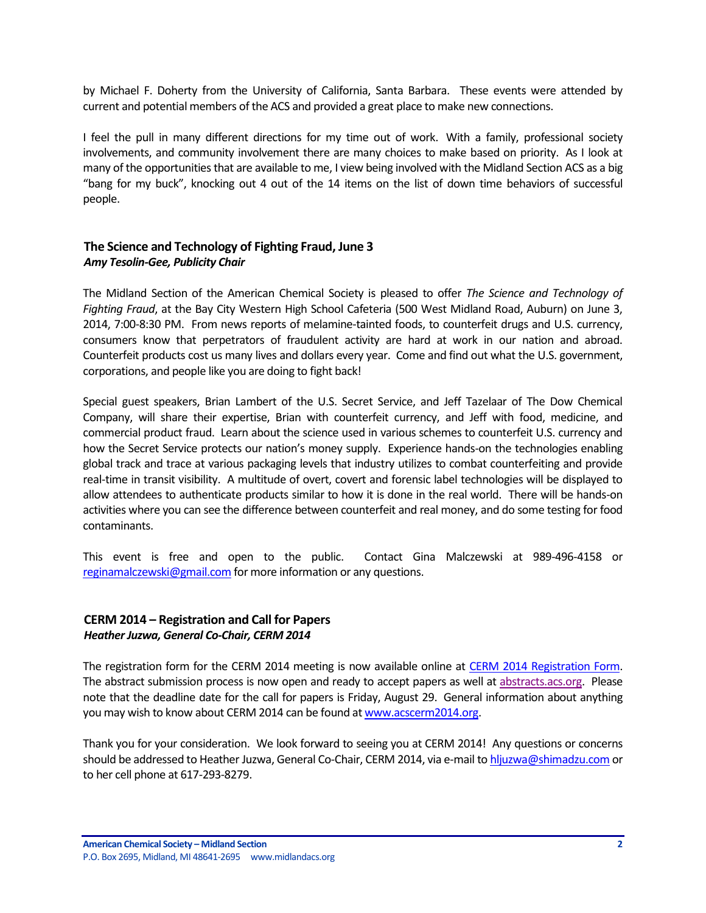by Michael F. Doherty from the University of California, Santa Barbara. These events were attended by current and potential members of the ACS and provided a great place to make new connections.

I feel the pull in many different directions for my time out of work. With a family, professional society involvements, and community involvement there are many choices to make based on priority. As I look at many of the opportunities that are available to me, I view being involved with the Midland Section ACS as a big "bang for my buck", knocking out 4 out of the 14 items on the list of down time behaviors of successful people.

## The Science and Technology of Fighting Fraud, June 3

***Amy Tesolin-Gee, Publicity Chair***

The Midland Section of the American Chemical Society is pleased to offer *The Science and Technology of Fighting Fraud*, at the Bay City Western High School Cafeteria (500 West Midland Road, Auburn) on June 3, 2014, 7:00-8:30 PM. From news reports of melamine-tainted foods, to counterfeit drugs and U.S. currency, consumers know that perpetrators of fraudulent activity are hard at work in our nation and abroad. Counterfeit products cost us many lives and dollars every year. Come and find out what the U.S. government, corporations, and people like you are doing to fight back!

Special guest speakers, Brian Lambert of the U.S. Secret Service, and Jeff Tazelaar of The Dow Chemical Company, will share their expertise, Brian with counterfeit currency, and Jeff with food, medicine, and commercial product fraud. Learn about the science used in various schemes to counterfeit U.S. currency and how the Secret Service protects our nation's money supply. Experience hands-on the technologies enabling global track and trace at various packaging levels that industry utilizes to combat counterfeiting and provide real-time in transit visibility. A multitude of overt, covert and forensic label technologies will be displayed to allow attendees to authenticate products similar to how it is done in the real world. There will be hands-on activities where you can see the difference between counterfeit and real money, and do some testing for food contaminants.

This event is free and open to the public. Contact Gina Malczewski at 989-496-4158 or reginamalczewski@gmail.com for more information or any questions.

## CERM 2014 – Registration and Call for Papers

***Heather Juzwa, General Co-Chair, CERM 2014***

The registration form for the CERM 2014 meeting is now available online at CERM 2014 Registration Form. The abstract submission process is now open and ready to accept papers as well at abstracts.acs.org. Please note that the deadline date for the call for papers is Friday, August 29. General information about anything you may wish to know about CERM 2014 can be found at www.acscerm2014.org.

Thank you for your consideration. We look forward to seeing you at CERM 2014! Any questions or concerns should be addressed to Heather Juzwa, General Co-Chair, CERM 2014, via e-mail to hljuzwa@shimadzu.com or to her cell phone at 617-293-8279.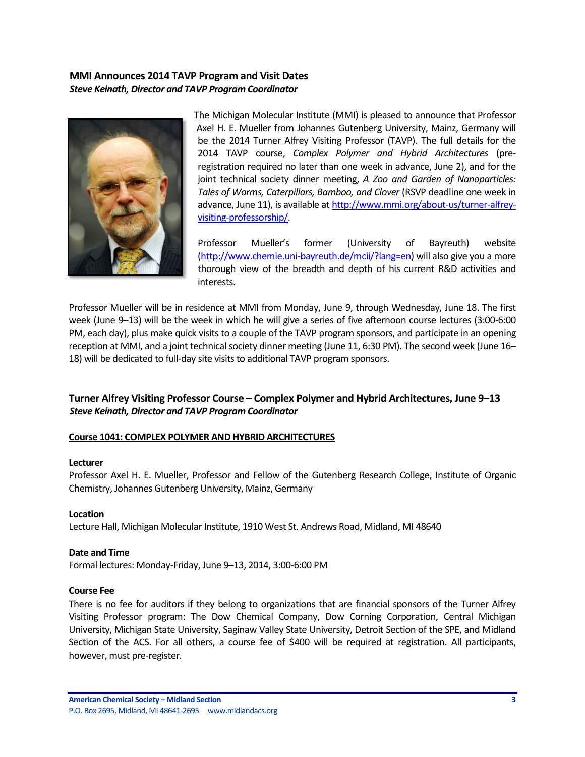## MMI Announces 2014 TAVP Program and Visit Dates

***Steve Keinath, Director and TAVP Program Coordinator***

The Michigan Molecular Institute (MMI) is pleased to announce that Professor Axel H. E. Mueller from Johannes Gutenberg University, Mainz, Germany will be the 2014 Turner Alfrey Visiting Professor (TAVP). The full details for the 2014 TAVP course, *Complex Polymer and Hybrid Architectures* (pre-registration required no later than one week in advance, June 2), and for the joint technical society dinner meeting, *A Zoo and Garden of Nanoparticles: Tales of Worms, Caterpillars, Bamboo, and Clover* (RSVP deadline one week in advance, June 11), is available at http://www.mmi.org/about-us/turner-alfrey-visiting-professorship/.

Professor Mueller's former (University of Bayreuth) website (http://www.chemie.uni-bayreuth.de/mcii/?lang=en) will also give you a more thorough view of the breadth and depth of his current R&D activities and interests.

Professor Mueller will be in residence at MMI from Monday, June 9, through Wednesday, June 18. The first week (June 9–13) will be the week in which he will give a series of five afternoon course lectures (3:00-6:00 PM, each day), plus make quick visits to a couple of the TAVP program sponsors, and participate in an opening reception at MMI, and a joint technical society dinner meeting (June 11, 6:30 PM). The second week (June 16–18) will be dedicated to full-day site visits to additional TAVP program sponsors.

## Turner Alfrey Visiting Professor Course – Complex Polymer and Hybrid Architectures, June 9–13

***Steve Keinath, Director and TAVP Program Coordinator***

**Course 1041: COMPLEX POLYMER AND HYBRID ARCHITECTURES**

**Lecturer**

Professor Axel H. E. Mueller, Professor and Fellow of the Gutenberg Research College, Institute of Organic Chemistry, Johannes Gutenberg University, Mainz, Germany

**Location**

Lecture Hall, Michigan Molecular Institute, 1910 West St. Andrews Road, Midland, MI 48640

**Date and Time**

Formal lectures: Monday-Friday, June 9–13, 2014, 3:00-6:00 PM

**Course Fee**

There is no fee for auditors if they belong to organizations that are financial sponsors of the Turner Alfrey Visiting Professor program: The Dow Chemical Company, Dow Corning Corporation, Central Michigan University, Michigan State University, Saginaw Valley State University, Detroit Section of the SPE, and Midland Section of the ACS. For all others, a course fee of $400 will be required at registration. All participants, however, must pre-register.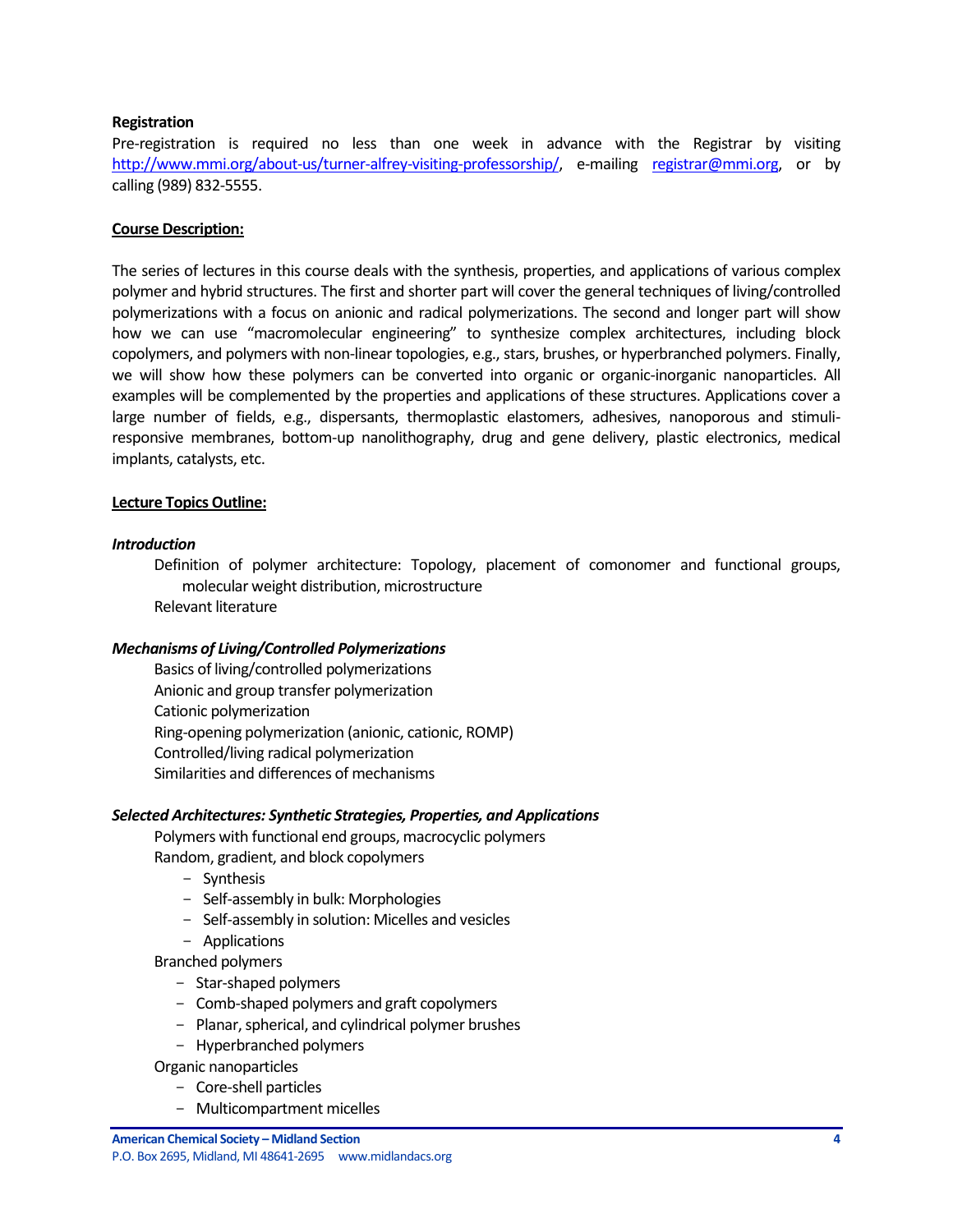**Registration**

Pre-registration is required no less than one week in advance with the Registrar by visiting http://www.mmi.org/about-us/turner-alfrey-visiting-professorship/, e-mailing registrar@mmi.org, or by calling (989) 832-5555.

**Course Description:**

The series of lectures in this course deals with the synthesis, properties, and applications of various complex polymer and hybrid structures. The first and shorter part will cover the general techniques of living/controlled polymerizations with a focus on anionic and radical polymerizations. The second and longer part will show how we can use "macromolecular engineering" to synthesize complex architectures, including block copolymers, and polymers with non-linear topologies, e.g., stars, brushes, or hyperbranched polymers. Finally, we will show how these polymers can be converted into organic or organic-inorganic nanoparticles. All examples will be complemented by the properties and applications of these structures. Applications cover a large number of fields, e.g., dispersants, thermoplastic elastomers, adhesives, nanoporous and stimuli-responsive membranes, bottom-up nanolithography, drug and gene delivery, plastic electronics, medical implants, catalysts, etc.

**Lecture Topics Outline:**

***Introduction***

- Definition of polymer architecture: Topology, placement of comonomer and functional groups, molecular weight distribution, microstructure
- Relevant literature

***Mechanisms of Living/Controlled Polymerizations***

- Basics of living/controlled polymerizations
- Anionic and group transfer polymerization
- Cationic polymerization
- Ring-opening polymerization (anionic, cationic, ROMP)
- Controlled/living radical polymerization
- Similarities and differences of mechanisms

***Selected Architectures: Synthetic Strategies, Properties, and Applications***

- Polymers with functional end groups, macrocyclic polymers
- Random, gradient, and block copolymers
  - Synthesis
  - Self-assembly in bulk: Morphologies
  - Self-assembly in solution: Micelles and vesicles
  - Applications
- Branched polymers
  - Star-shaped polymers
  - Comb-shaped polymers and graft copolymers
  - Planar, spherical, and cylindrical polymer brushes
  - Hyperbranched polymers
- Organic nanoparticles
  - Core-shell particles
  - Multicompartment micelles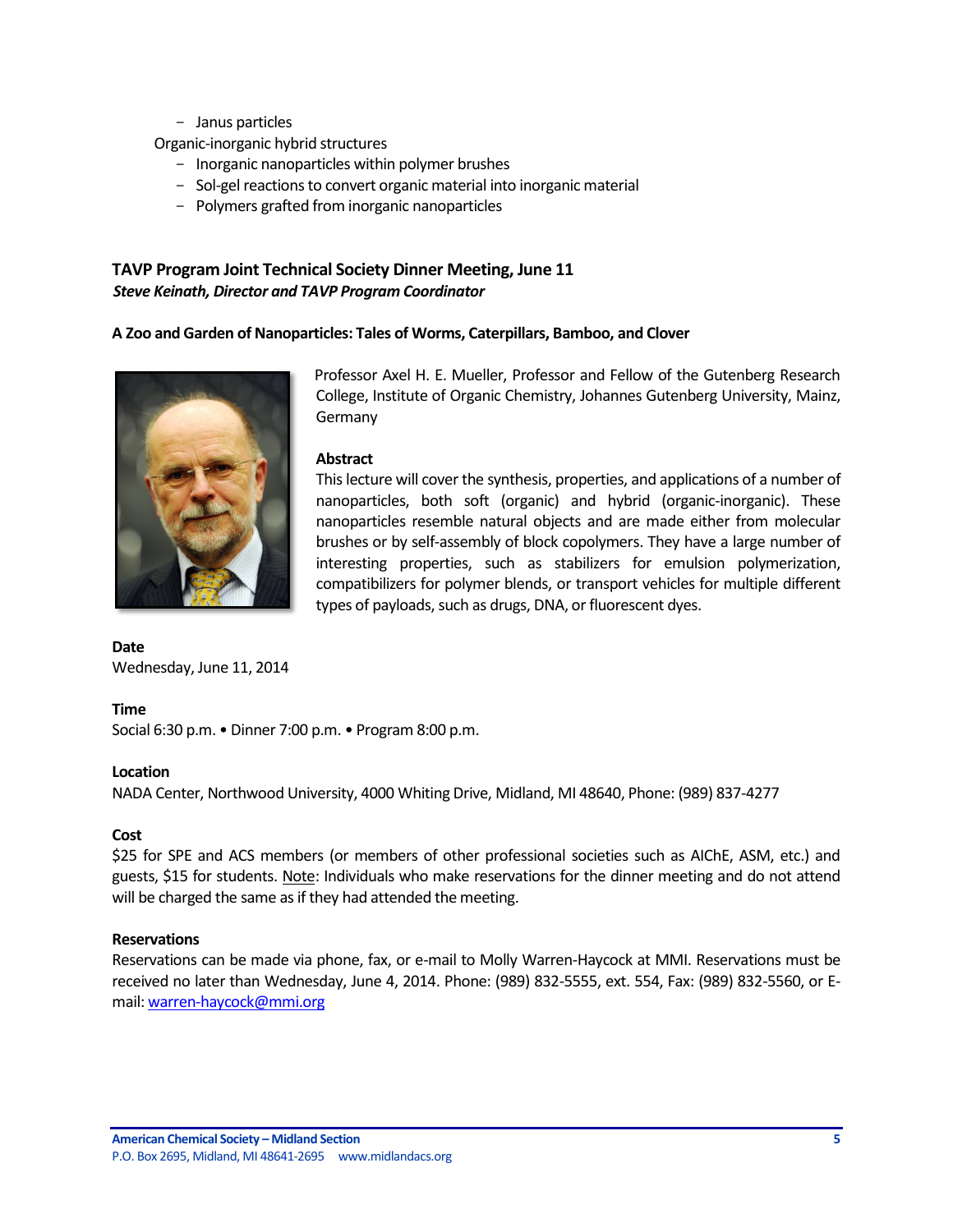- Janus particles

Organic-inorganic hybrid structures

- Inorganic nanoparticles within polymer brushes
- Sol-gel reactions to convert organic material into inorganic material
- Polymers grafted from inorganic nanoparticles

### TAVP Program Joint Technical Society Dinner Meeting, June 11

***Steve Keinath, Director and TAVP Program Coordinator***

**A Zoo and Garden of Nanoparticles: Tales of Worms, Caterpillars, Bamboo, and Clover**

Professor Axel H. E. Mueller, Professor and Fellow of the Gutenberg Research College, Institute of Organic Chemistry, Johannes Gutenberg University, Mainz, Germany

**Abstract**

This lecture will cover the synthesis, properties, and applications of a number of nanoparticles, both soft (organic) and hybrid (organic-inorganic). These nanoparticles resemble natural objects and are made either from molecular brushes or by self-assembly of block copolymers. They have a large number of interesting properties, such as stabilizers for emulsion polymerization, compatibilizers for polymer blends, or transport vehicles for multiple different types of payloads, such as drugs, DNA, or fluorescent dyes.

**Date**

Wednesday, June 11, 2014

**Time**

Social 6:30 p.m. • Dinner 7:00 p.m. • Program 8:00 p.m.

**Location**

NADA Center, Northwood University, 4000 Whiting Drive, Midland, MI 48640, Phone: (989) 837-4277

**Cost**

$25 for SPE and ACS members (or members of other professional societies such as AIChE, ASM, etc.) and guests, $15 for students. Note: Individuals who make reservations for the dinner meeting and do not attend will be charged the same as if they had attended the meeting.

**Reservations**

Reservations can be made via phone, fax, or e-mail to Molly Warren-Haycock at MMI. Reservations must be received no later than Wednesday, June 4, 2014. Phone: (989) 832-5555, ext. 554, Fax: (989) 832-5560, or E-mail: warren-haycock@mmi.org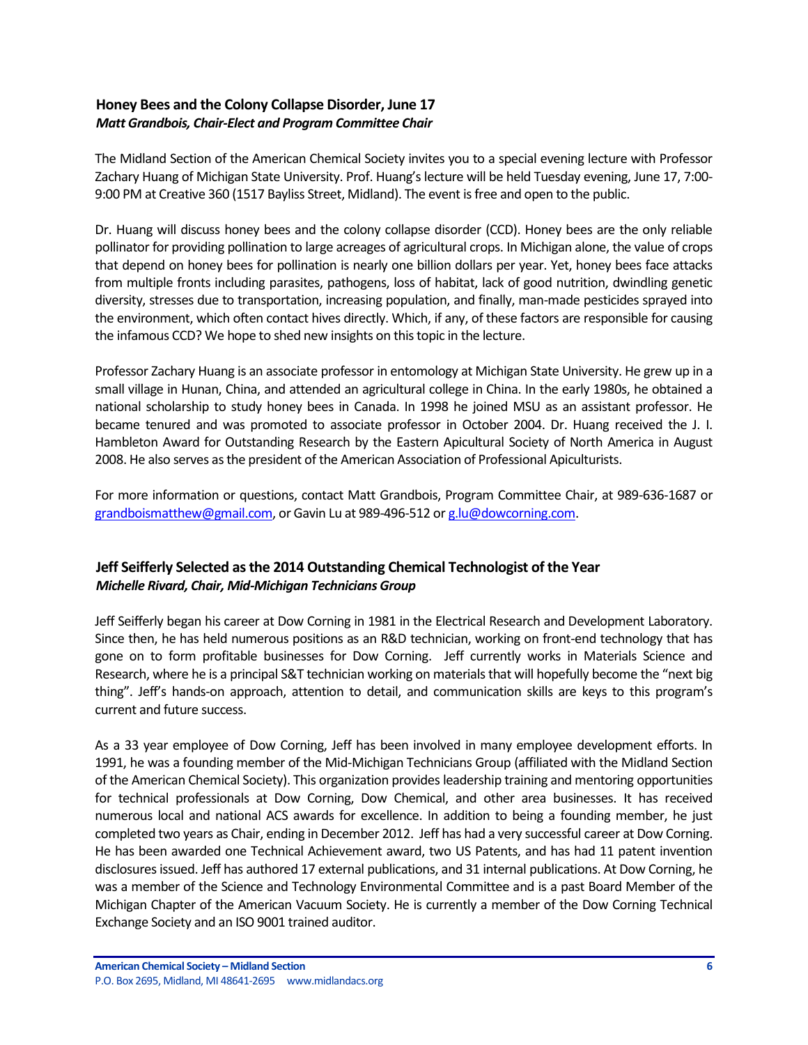## Honey Bees and the Colony Collapse Disorder, June 17

***Matt Grandbois, Chair-Elect and Program Committee Chair***

The Midland Section of the American Chemical Society invites you to a special evening lecture with Professor Zachary Huang of Michigan State University. Prof. Huang's lecture will be held Tuesday evening, June 17, 7:00-9:00 PM at Creative 360 (1517 Bayliss Street, Midland). The event is free and open to the public.

Dr. Huang will discuss honey bees and the colony collapse disorder (CCD). Honey bees are the only reliable pollinator for providing pollination to large acreages of agricultural crops. In Michigan alone, the value of crops that depend on honey bees for pollination is nearly one billion dollars per year. Yet, honey bees face attacks from multiple fronts including parasites, pathogens, loss of habitat, lack of good nutrition, dwindling genetic diversity, stresses due to transportation, increasing population, and finally, man-made pesticides sprayed into the environment, which often contact hives directly. Which, if any, of these factors are responsible for causing the infamous CCD? We hope to shed new insights on this topic in the lecture.

Professor Zachary Huang is an associate professor in entomology at Michigan State University. He grew up in a small village in Hunan, China, and attended an agricultural college in China. In the early 1980s, he obtained a national scholarship to study honey bees in Canada. In 1998 he joined MSU as an assistant professor. He became tenured and was promoted to associate professor in October 2004. Dr. Huang received the J. I. Hambleton Award for Outstanding Research by the Eastern Apicultural Society of North America in August 2008. He also serves as the president of the American Association of Professional Apiculturists.

For more information or questions, contact Matt Grandbois, Program Committee Chair, at 989-636-1687 or grandboismatthew@gmail.com, or Gavin Lu at 989-496-512 or g.lu@dowcorning.com.

## Jeff Seifferly Selected as the 2014 Outstanding Chemical Technologist of the Year

***Michelle Rivard, Chair, Mid-Michigan Technicians Group***

Jeff Seifferly began his career at Dow Corning in 1981 in the Electrical Research and Development Laboratory. Since then, he has held numerous positions as an R&D technician, working on front-end technology that has gone on to form profitable businesses for Dow Corning. Jeff currently works in Materials Science and Research, where he is a principal S&T technician working on materials that will hopefully become the "next big thing". Jeff's hands-on approach, attention to detail, and communication skills are keys to this program's current and future success.

As a 33 year employee of Dow Corning, Jeff has been involved in many employee development efforts. In 1991, he was a founding member of the Mid-Michigan Technicians Group (affiliated with the Midland Section of the American Chemical Society). This organization provides leadership training and mentoring opportunities for technical professionals at Dow Corning, Dow Chemical, and other area businesses. It has received numerous local and national ACS awards for excellence. In addition to being a founding member, he just completed two years as Chair, ending in December 2012. Jeff has had a very successful career at Dow Corning. He has been awarded one Technical Achievement award, two US Patents, and has had 11 patent invention disclosures issued. Jeff has authored 17 external publications, and 31 internal publications. At Dow Corning, he was a member of the Science and Technology Environmental Committee and is a past Board Member of the Michigan Chapter of the American Vacuum Society. He is currently a member of the Dow Corning Technical Exchange Society and an ISO 9001 trained auditor.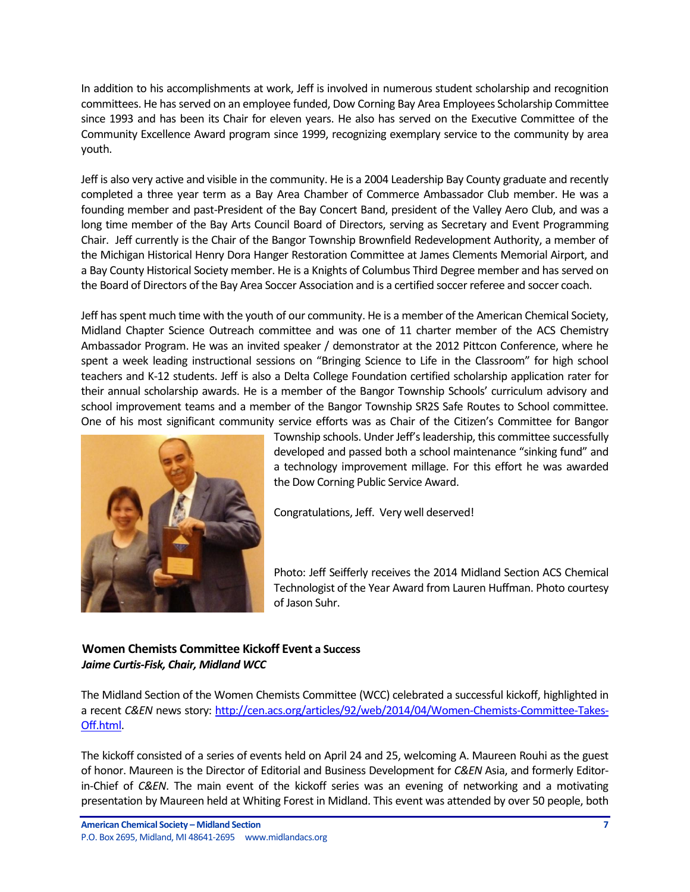In addition to his accomplishments at work, Jeff is involved in numerous student scholarship and recognition committees. He has served on an employee funded, Dow Corning Bay Area Employees Scholarship Committee since 1993 and has been its Chair for eleven years. He also has served on the Executive Committee of the Community Excellence Award program since 1999, recognizing exemplary service to the community by area youth.

Jeff is also very active and visible in the community. He is a 2004 Leadership Bay County graduate and recently completed a three year term as a Bay Area Chamber of Commerce Ambassador Club member. He was a founding member and past-President of the Bay Concert Band, president of the Valley Aero Club, and was a long time member of the Bay Arts Council Board of Directors, serving as Secretary and Event Programming Chair. Jeff currently is the Chair of the Bangor Township Brownfield Redevelopment Authority, a member of the Michigan Historical Henry Dora Hanger Restoration Committee at James Clements Memorial Airport, and a Bay County Historical Society member. He is a Knights of Columbus Third Degree member and has served on the Board of Directors of the Bay Area Soccer Association and is a certified soccer referee and soccer coach.

Jeff has spent much time with the youth of our community. He is a member of the American Chemical Society, Midland Chapter Science Outreach committee and was one of 11 charter member of the ACS Chemistry Ambassador Program. He was an invited speaker / demonstrator at the 2012 Pittcon Conference, where he spent a week leading instructional sessions on "Bringing Science to Life in the Classroom" for high school teachers and K-12 students. Jeff is also a Delta College Foundation certified scholarship application rater for their annual scholarship awards. He is a member of the Bangor Township Schools' curriculum advisory and school improvement teams and a member of the Bangor Township SR2S Safe Routes to School committee. One of his most significant community service efforts was as Chair of the Citizen's Committee for Bangor Township schools. Under Jeff's leadership, this committee successfully developed and passed both a school maintenance "sinking fund" and a technology improvement millage. For this effort he was awarded the Dow Corning Public Service Award.

Congratulations, Jeff. Very well deserved!

Photo: Jeff Seifferly receives the 2014 Midland Section ACS Chemical Technologist of the Year Award from Lauren Huffman. Photo courtesy of Jason Suhr.

### Women Chemists Committee Kickoff Event a Success

***Jaime Curtis-Fisk, Chair, Midland WCC***

The Midland Section of the Women Chemists Committee (WCC) celebrated a successful kickoff, highlighted in a recent *C&EN* news story: [http://cen.acs.org/articles/92/web/2014/04/Women-Chemists-Committee-Takes-Off.html](http://cen.acs.org/articles/92/web/2014/04/Women-Chemists-Committee-Takes-Off.html).

The kickoff consisted of a series of events held on April 24 and 25, welcoming A. Maureen Rouhi as the guest of honor. Maureen is the Director of Editorial and Business Development for *C&EN* Asia, and formerly Editor-in-Chief of *C&EN*. The main event of the kickoff series was an evening of networking and a motivating presentation by Maureen held at Whiting Forest in Midland. This event was attended by over 50 people, both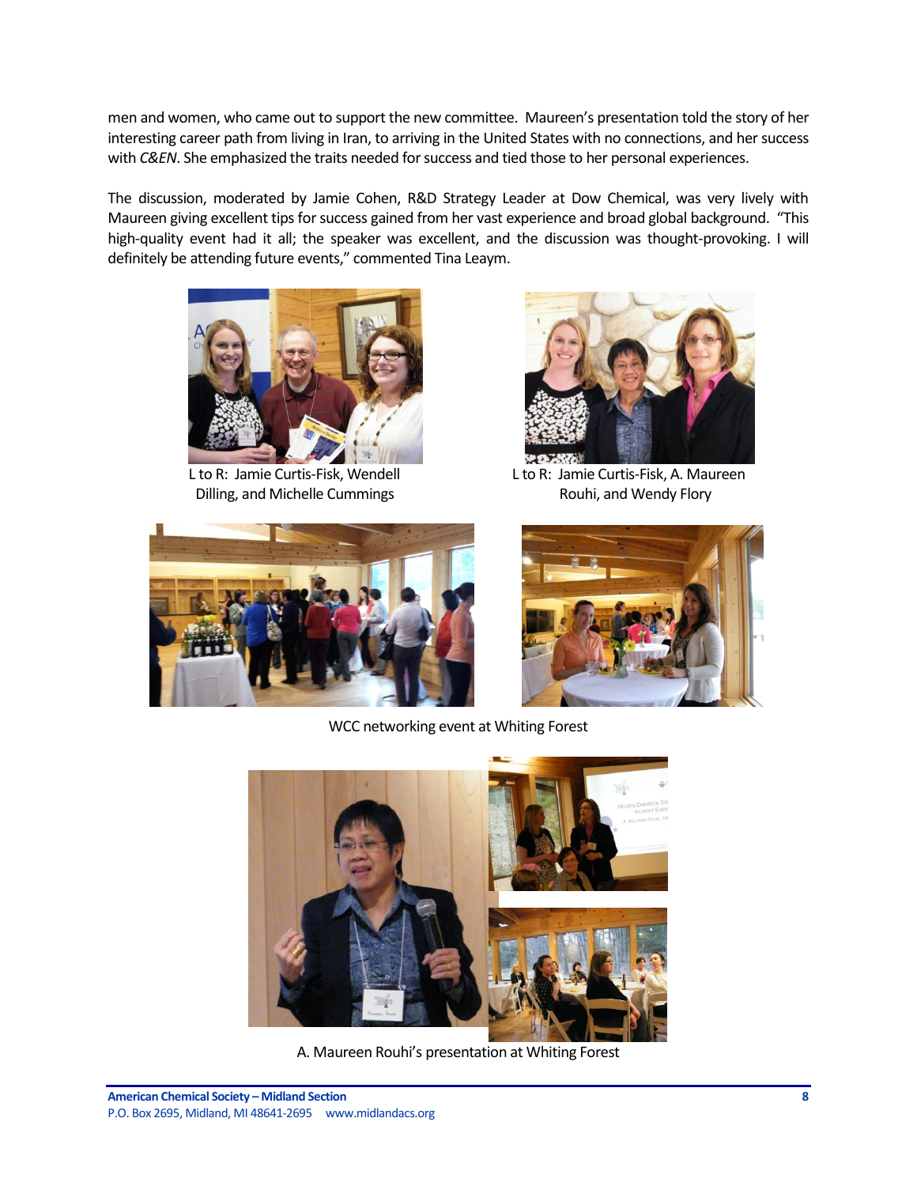men and women, who came out to support the new committee. Maureen's presentation told the story of her interesting career path from living in Iran, to arriving in the United States with no connections, and her success with *C&EN*. She emphasized the traits needed for success and tied those to her personal experiences.

The discussion, moderated by Jamie Cohen, R&D Strategy Leader at Dow Chemical, was very lively with Maureen giving excellent tips for success gained from her vast experience and broad global background. "This high-quality event had it all; the speaker was excellent, and the discussion was thought-provoking. I will definitely be attending future events," commented Tina Leaym.

L to R: Jamie Curtis-Fisk, Wendell Dilling, and Michelle Cummings

L to R: Jamie Curtis-Fisk, A. Maureen Rouhi, and Wendy Flory

WCC networking event at Whiting Forest

A. Maureen Rouhi's presentation at Whiting Forest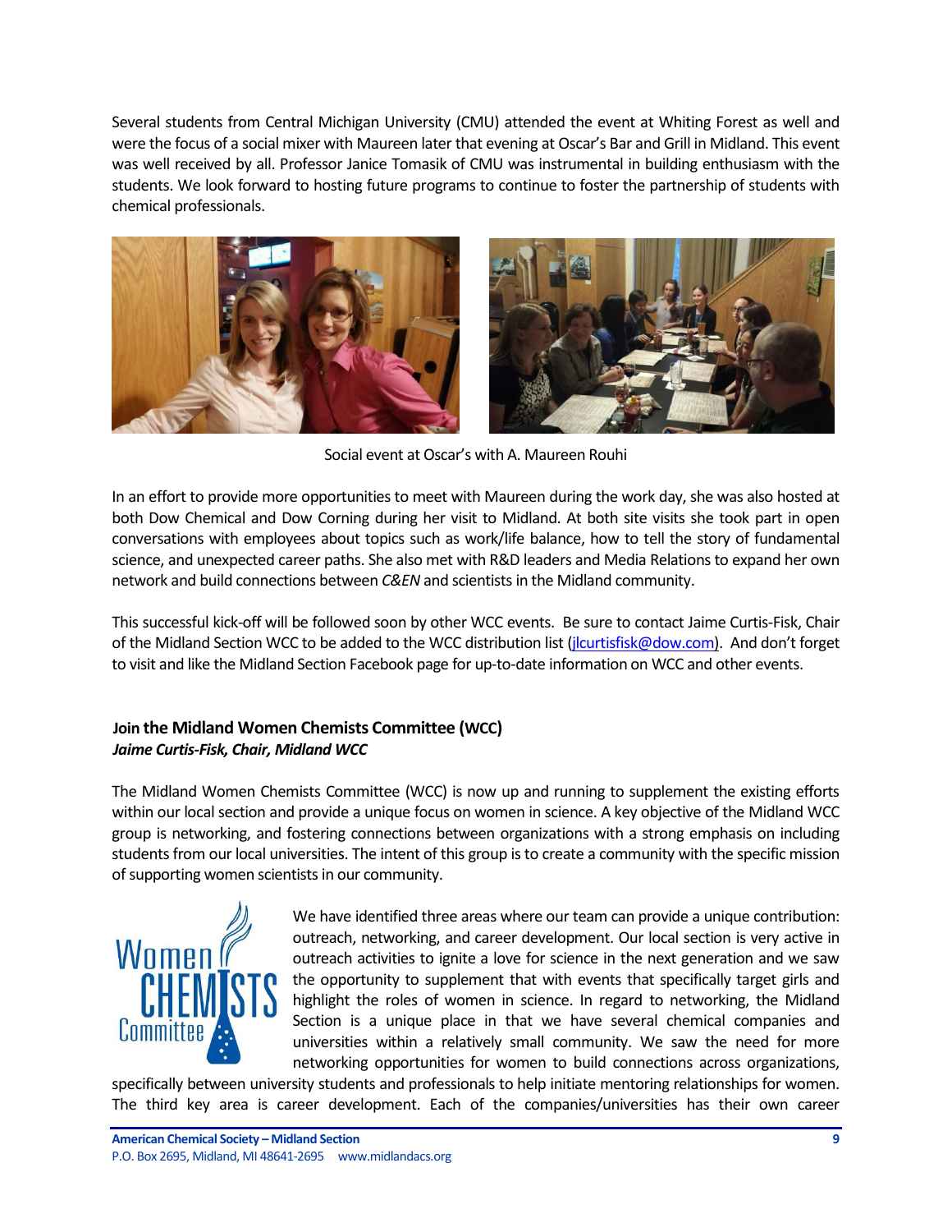Several students from Central Michigan University (CMU) attended the event at Whiting Forest as well and were the focus of a social mixer with Maureen later that evening at Oscar's Bar and Grill in Midland. This event was well received by all. Professor Janice Tomasik of CMU was instrumental in building enthusiasm with the students. We look forward to hosting future programs to continue to foster the partnership of students with chemical professionals.

Social event at Oscar's with A. Maureen Rouhi

In an effort to provide more opportunities to meet with Maureen during the work day, she was also hosted at both Dow Chemical and Dow Corning during her visit to Midland. At both site visits she took part in open conversations with employees about topics such as work/life balance, how to tell the story of fundamental science, and unexpected career paths. She also met with R&D leaders and Media Relations to expand her own network and build connections between *C&EN* and scientists in the Midland community.

This successful kick-off will be followed soon by other WCC events. Be sure to contact Jaime Curtis-Fisk, Chair of the Midland Section WCC to be added to the WCC distribution list (jlcurtisfisk@dow.com). And don't forget to visit and like the Midland Section Facebook page for up-to-date information on WCC and other events.

### Join the Midland Women Chemists Committee (WCC)

***Jaime Curtis-Fisk, Chair, Midland WCC***

The Midland Women Chemists Committee (WCC) is now up and running to supplement the existing efforts within our local section and provide a unique focus on women in science. A key objective of the Midland WCC group is networking, and fostering connections between organizations with a strong emphasis on including students from our local universities. The intent of this group is to create a community with the specific mission of supporting women scientists in our community.

We have identified three areas where our team can provide a unique contribution: outreach, networking, and career development. Our local section is very active in outreach activities to ignite a love for science in the next generation and we saw the opportunity to supplement that with events that specifically target girls and highlight the roles of women in science. In regard to networking, the Midland Section is a unique place in that we have several chemical companies and universities within a relatively small community. We saw the need for more networking opportunities for women to build connections across organizations, specifically between university students and professionals to help initiate mentoring relationships for women. The third key area is career development. Each of the companies/universities has their own career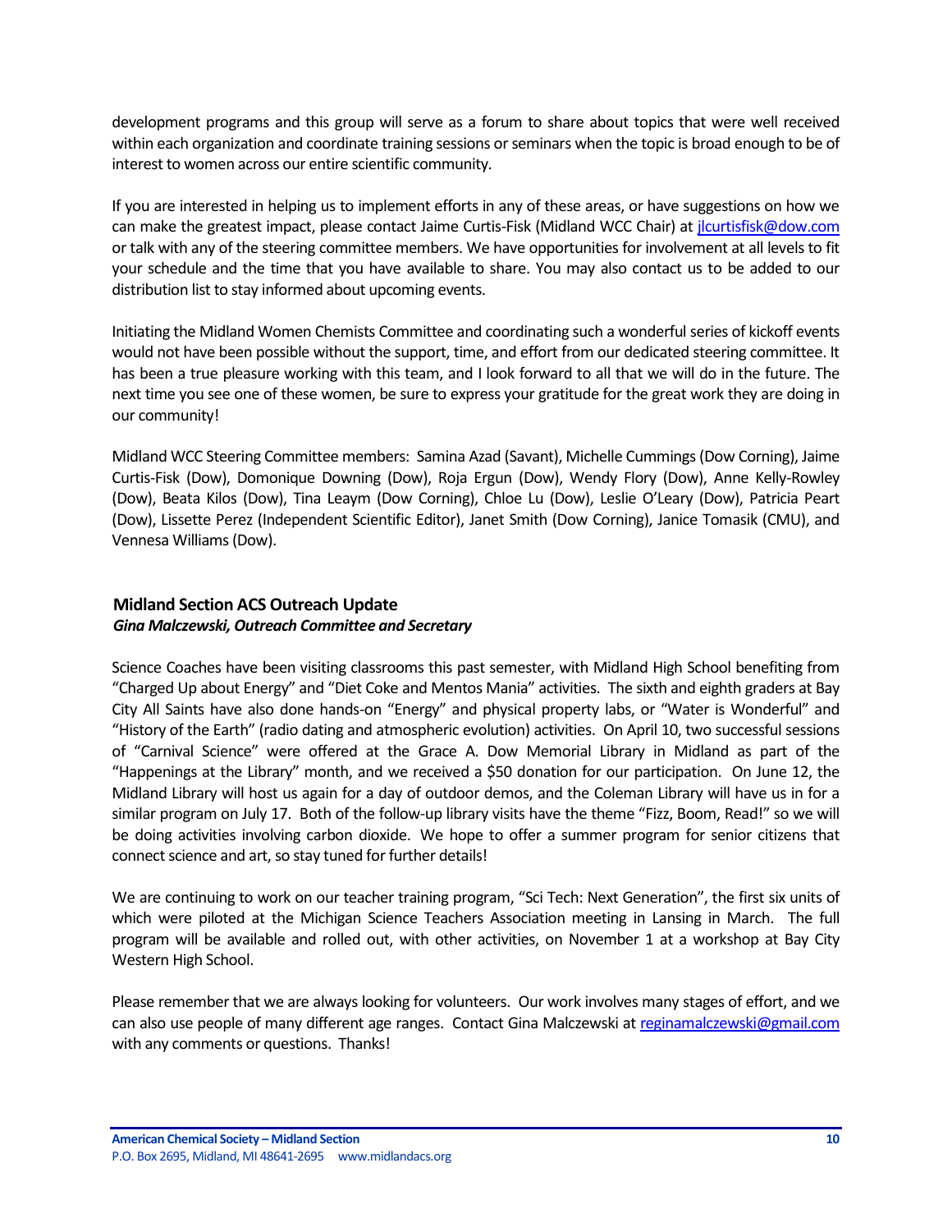development programs and this group will serve as a forum to share about topics that were well received within each organization and coordinate training sessions or seminars when the topic is broad enough to be of interest to women across our entire scientific community.

If you are interested in helping us to implement efforts in any of these areas, or have suggestions on how we can make the greatest impact, please contact Jaime Curtis-Fisk (Midland WCC Chair) at jlcurtisfisk@dow.com or talk with any of the steering committee members. We have opportunities for involvement at all levels to fit your schedule and the time that you have available to share. You may also contact us to be added to our distribution list to stay informed about upcoming events.

Initiating the Midland Women Chemists Committee and coordinating such a wonderful series of kickoff events would not have been possible without the support, time, and effort from our dedicated steering committee. It has been a true pleasure working with this team, and I look forward to all that we will do in the future. The next time you see one of these women, be sure to express your gratitude for the great work they are doing in our community!

Midland WCC Steering Committee members: Samina Azad (Savant), Michelle Cummings (Dow Corning), Jaime Curtis-Fisk (Dow), Domonique Downing (Dow), Roja Ergun (Dow), Wendy Flory (Dow), Anne Kelly-Rowley (Dow), Beata Kilos (Dow), Tina Leaym (Dow Corning), Chloe Lu (Dow), Leslie O'Leary (Dow), Patricia Peart (Dow), Lissette Perez (Independent Scientific Editor), Janet Smith (Dow Corning), Janice Tomasik (CMU), and Vennesa Williams (Dow).

## Midland Section ACS Outreach Update

***Gina Malczewski, Outreach Committee and Secretary***

Science Coaches have been visiting classrooms this past semester, with Midland High School benefiting from "Charged Up about Energy" and "Diet Coke and Mentos Mania" activities. The sixth and eighth graders at Bay City All Saints have also done hands-on "Energy" and physical property labs, or "Water is Wonderful" and "History of the Earth" (radio dating and atmospheric evolution) activities. On April 10, two successful sessions of "Carnival Science" were offered at the Grace A. Dow Memorial Library in Midland as part of the "Happenings at the Library" month, and we received a $50 donation for our participation. On June 12, the Midland Library will host us again for a day of outdoor demos, and the Coleman Library will have us in for a similar program on July 17. Both of the follow-up library visits have the theme "Fizz, Boom, Read!" so we will be doing activities involving carbon dioxide. We hope to offer a summer program for senior citizens that connect science and art, so stay tuned for further details!

We are continuing to work on our teacher training program, "Sci Tech: Next Generation", the first six units of which were piloted at the Michigan Science Teachers Association meeting in Lansing in March. The full program will be available and rolled out, with other activities, on November 1 at a workshop at Bay City Western High School.

Please remember that we are always looking for volunteers. Our work involves many stages of effort, and we can also use people of many different age ranges. Contact Gina Malczewski at reginamalczewski@gmail.com with any comments or questions. Thanks!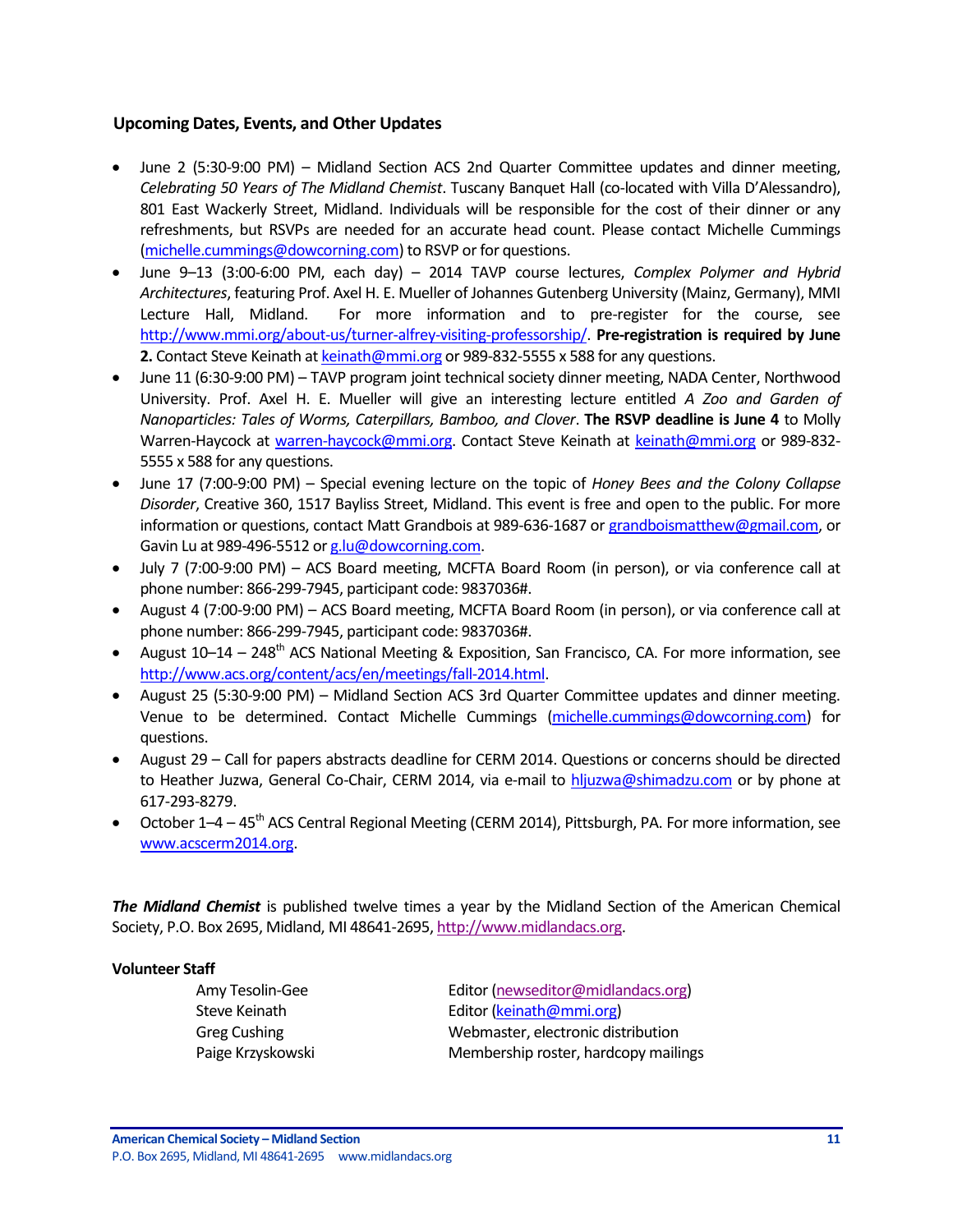### Upcoming Dates, Events, and Other Updates

- June 2 (5:30-9:00 PM) – Midland Section ACS 2nd Quarter Committee updates and dinner meeting, *Celebrating 50 Years of The Midland Chemist*. Tuscany Banquet Hall (co-located with Villa D'Alessandro), 801 East Wackerly Street, Midland. Individuals will be responsible for the cost of their dinner or any refreshments, but RSVPs are needed for an accurate head count. Please contact Michelle Cummings (michelle.cummings@dowcorning.com) to RSVP or for questions.
- June 9–13 (3:00-6:00 PM, each day) – 2014 TAVP course lectures, *Complex Polymer and Hybrid Architectures*, featuring Prof. Axel H. E. Mueller of Johannes Gutenberg University (Mainz, Germany), MMI Lecture Hall, Midland. For more information and to pre-register for the course, see http://www.mmi.org/about-us/turner-alfrey-visiting-professorship/. **Pre-registration is required by June 2.** Contact Steve Keinath at keinath@mmi.org or 989-832-5555 x 588 for any questions.
- June 11 (6:30-9:00 PM) – TAVP program joint technical society dinner meeting, NADA Center, Northwood University. Prof. Axel H. E. Mueller will give an interesting lecture entitled *A Zoo and Garden of Nanoparticles: Tales of Worms, Caterpillars, Bamboo, and Clover*. **The RSVP deadline is June 4** to Molly Warren-Haycock at warren-haycock@mmi.org. Contact Steve Keinath at keinath@mmi.org or 989-832-5555 x 588 for any questions.
- June 17 (7:00-9:00 PM) – Special evening lecture on the topic of *Honey Bees and the Colony Collapse Disorder*, Creative 360, 1517 Bayliss Street, Midland. This event is free and open to the public. For more information or questions, contact Matt Grandbois at 989-636-1687 or grandboismatthew@gmail.com, or Gavin Lu at 989-496-5512 or g.lu@dowcorning.com.
- July 7 (7:00-9:00 PM) – ACS Board meeting, MCFTA Board Room (in person), or via conference call at phone number: 866-299-7945, participant code: 9837036#.
- August 4 (7:00-9:00 PM) – ACS Board meeting, MCFTA Board Room (in person), or via conference call at phone number: 866-299-7945, participant code: 9837036#.
- August 10–14 – 248th ACS National Meeting & Exposition, San Francisco, CA. For more information, see http://www.acs.org/content/acs/en/meetings/fall-2014.html.
- August 25 (5:30-9:00 PM) – Midland Section ACS 3rd Quarter Committee updates and dinner meeting. Venue to be determined. Contact Michelle Cummings (michelle.cummings@dowcorning.com) for questions.
- August 29 – Call for papers abstracts deadline for CERM 2014. Questions or concerns should be directed to Heather Juzwa, General Co-Chair, CERM 2014, via e-mail to hljuzwa@shimadzu.com or by phone at 617-293-8279.
- October 1–4 – 45th ACS Central Regional Meeting (CERM 2014), Pittsburgh, PA. For more information, see www.acscerm2014.org.

***The Midland Chemist*** is published twelve times a year by the Midland Section of the American Chemical Society, P.O. Box 2695, Midland, MI 48641-2695, http://www.midlandacs.org.

**Volunteer Staff**

| | |
|---|---|
| Amy Tesolin-Gee | Editor (newseditor@midlandacs.org) |
| Steve Keinath | Editor (keinath@mmi.org) |
| Greg Cushing | Webmaster, electronic distribution |
| Paige Krzyskowski | Membership roster, hardcopy mailings |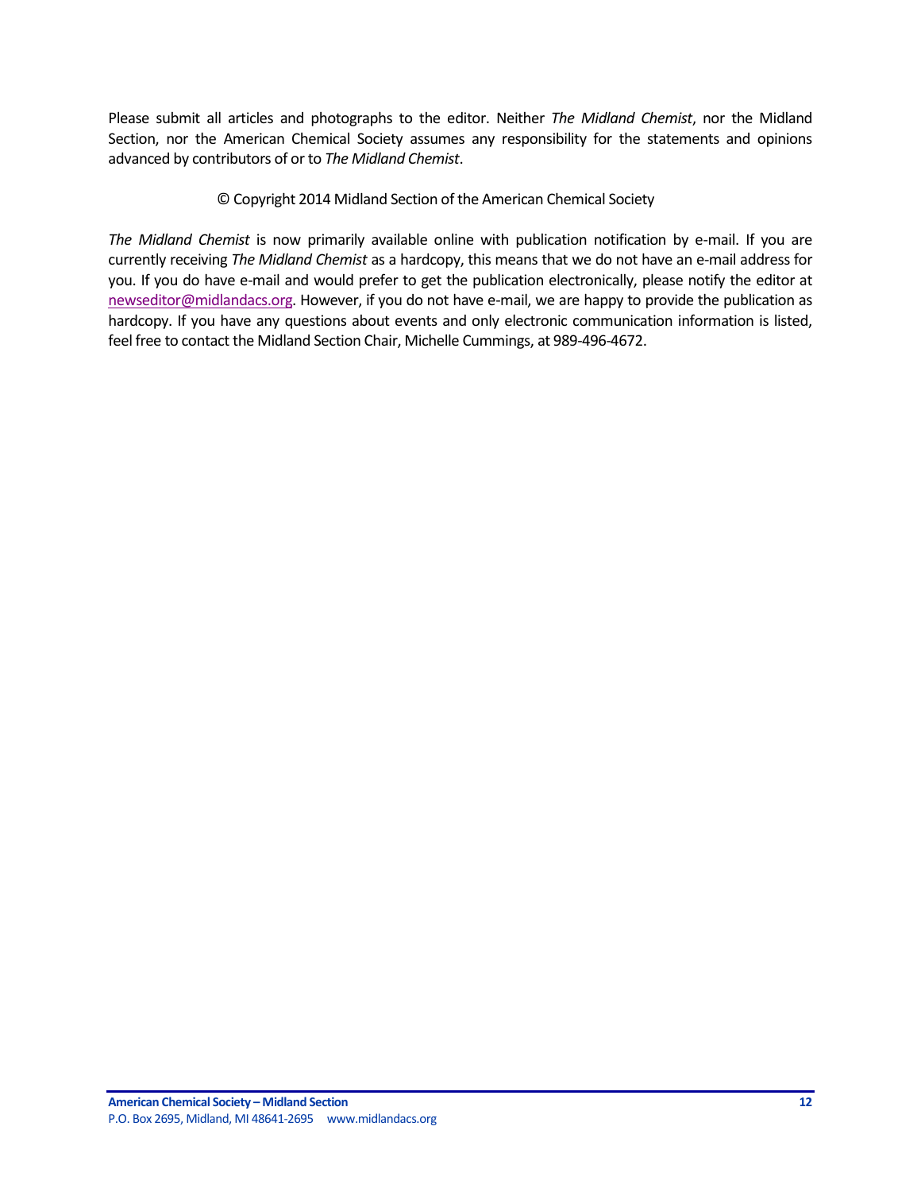Please submit all articles and photographs to the editor. Neither *The Midland Chemist*, nor the Midland Section, nor the American Chemical Society assumes any responsibility for the statements and opinions advanced by contributors of or to *The Midland Chemist*.

© Copyright 2014 Midland Section of the American Chemical Society

*The Midland Chemist* is now primarily available online with publication notification by e-mail. If you are currently receiving *The Midland Chemist* as a hardcopy, this means that we do not have an e-mail address for you. If you do have e-mail and would prefer to get the publication electronically, please notify the editor at newseditor@midlandacs.org. However, if you do not have e-mail, we are happy to provide the publication as hardcopy. If you have any questions about events and only electronic communication information is listed, feel free to contact the Midland Section Chair, Michelle Cummings, at 989-496-4672.